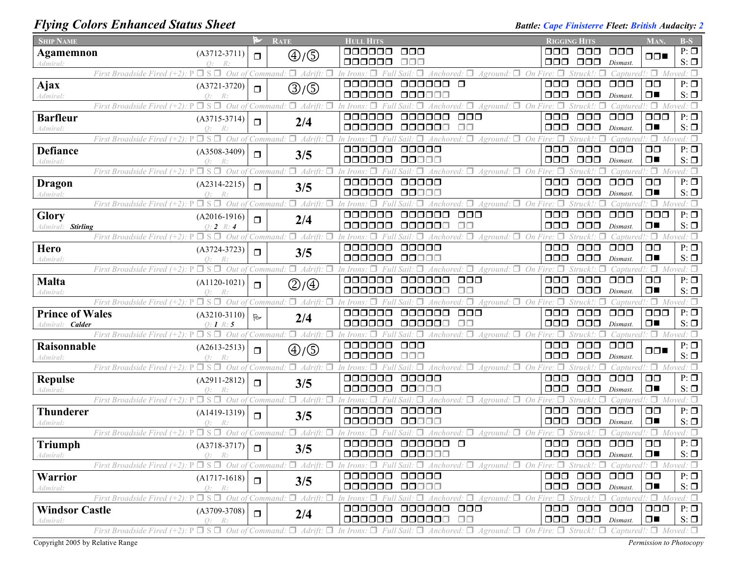# Flying Colors Enhanced Status Sheet

***Battle:** Cape Finisterre* ***Fleet:** British* ***Audacity:** 2*

| Ship Name | | Flag | Rate | Hull Hits | Rigging Hits | Man. | B-S |
|---|---|---|---|---|---|---|---|
| **Agamemnon** *Admiral:* | (A3712-3711) *Q: R:* | ❒ | ④/⑤ | ❒❒❒❒❒❒ ❒❒❒ / ❒❒❒❒❒❒ ❒❒❒ | ❒❒❒ ❒❒❒ ❒❒❒ / ❒❒❒ ❒❒❒ *Dismast.* | ❒❒■ | P: ❒ S: ❒ |
| *First Broadside Fired (+2):* P ❒ S ❒ *Out of Command:* ❒ *Adrift:* ❒ *In Irons:* ❒ *Full Sail:* ❒ *Anchored:* ❒ *Aground:* ❒ *On Fire:* ❒ *Struck!:* ❒ *Captured!:* ❒ *Moved:* ❒ | | | | | | | |
| **Ajax** *Admiral:* | (A3721-3720) *Q: R:* | ❒ | ③/⑤ | ❒❒❒❒❒❒ ❒❒❒❒❒❒ ❒ / ❒❒❒❒❒❒ ❒❒❒❒❒❒ | ❒❒❒ ❒❒❒ ❒❒❒ / ❒❒❒ ❒❒❒ *Dismast.* | ❒❒ / ❒■ | P: ❒ S: ❒ |
| *First Broadside Fired (+2):* P ❒ S ❒ *Out of Command:* ❒ *Adrift:* ❒ *In Irons:* ❒ *Full Sail:* ❒ *Anchored:* ❒ *Aground:* ❒ *On Fire:* ❒ *Struck!:* ❒ *Captured!:* ❒ *Moved:* ❒ | | | | | | | |
| **Barfleur** *Admiral:* | (A3715-3714) *Q: R:* | ❒ | 2/4 | ❒❒❒❒❒❒ ❒❒❒❒❒❒ ❒❒❒ / ❒❒❒❒❒❒ ❒❒❒❒❒❒ ❒❒ | ❒❒❒ ❒❒❒ ❒❒❒ / ❒❒❒ ❒❒❒ *Dismast.* | ❒❒❒ / ❒■ | P: ❒ S: ❒ |
| *First Broadside Fired (+2):* P ❒ S ❒ *Out of Command:* ❒ *Adrift:* ❒ *In Irons:* ❒ *Full Sail:* ❒ *Anchored:* ❒ *Aground:* ❒ *On Fire:* ❒ *Struck!:* ❒ *Captured!:* ❒ *Moved:* ❒ | | | | | | | |
| **Defiance** *Admiral:* | (A3508-3409) *Q: R:* | ❒ | 3/5 | ❒❒❒❒❒❒ ❒❒❒❒❒ / ❒❒❒❒❒❒ ❒❒❒❒❒ | ❒❒❒ ❒❒❒ ❒❒❒ / ❒❒❒ ❒❒❒ *Dismast.* | ❒❒ / ❒■ | P: ❒ S: ❒ |
| *First Broadside Fired (+2):* P ❒ S ❒ *Out of Command:* ❒ *Adrift:* ❒ *In Irons:* ❒ *Full Sail:* ❒ *Anchored:* ❒ *Aground:* ❒ *On Fire:* ❒ *Struck!:* ❒ *Captured!:* ❒ *Moved:* ❒ | | | | | | | |
| **Dragon** *Admiral:* | (A2314-2215) *Q: R:* | ❒ | 3/5 | ❒❒❒❒❒❒ ❒❒❒❒❒ / ❒❒❒❒❒❒ ❒❒❒❒❒ | ❒❒❒ ❒❒❒ ❒❒❒ / ❒❒❒ ❒❒❒ *Dismast.* | ❒❒ / ❒■ | P: ❒ S: ❒ |
| *First Broadside Fired (+2):* P ❒ S ❒ *Out of Command:* ❒ *Adrift:* ❒ *In Irons:* ❒ *Full Sail:* ❒ *Anchored:* ❒ *Aground:* ❒ *On Fire:* ❒ *Struck!:* ❒ *Captured!:* ❒ *Moved:* ❒ | | | | | | | |
| **Glory** *Admiral:* ***Stirling*** | (A2016-1916) *Q:* ***2*** *R:* ***4*** | ❒ | 2/4 | ❒❒❒❒❒❒ ❒❒❒❒❒❒ ❒❒❒ / ❒❒❒❒❒❒ ❒❒❒❒❒❒ ❒❒ | ❒❒❒ ❒❒❒ ❒❒❒ / ❒❒❒ ❒❒❒ *Dismast.* | ❒❒❒ / ❒■ | P: ❒ S: ❒ |
| *First Broadside Fired (+2):* P ❒ S ❒ *Out of Command:* ❒ *Adrift:* ❒ *In Irons:* ❒ *Full Sail:* ❒ *Anchored:* ❒ *Aground:* ❒ *On Fire:* ❒ *Struck!:* ❒ *Captured!:* ❒ *Moved:* ❒ | | | | | | | |
| **Hero** *Admiral:* | (A3724-3723) *Q: R:* | ❒ | 3/5 | ❒❒❒❒❒❒ ❒❒❒❒❒ / ❒❒❒❒❒❒ ❒❒❒❒❒ | ❒❒❒ ❒❒❒ ❒❒❒ / ❒❒❒ ❒❒❒ *Dismast.* | ❒❒ / ❒■ | P: ❒ S: ❒ |
| *First Broadside Fired (+2):* P ❒ S ❒ *Out of Command:* ❒ *Adrift:* ❒ *In Irons:* ❒ *Full Sail:* ❒ *Anchored:* ❒ *Aground:* ❒ *On Fire:* ❒ *Struck!:* ❒ *Captured!:* ❒ *Moved:* ❒ | | | | | | | |
| **Malta** *Admiral:* | (A1120-1021) *Q: R:* | ❒ | ②/④ | ❒❒❒❒❒❒ ❒❒❒❒❒❒ ❒❒❒ / ❒❒❒❒❒❒ ❒❒❒❒❒❒ ❒❒ | ❒❒❒ ❒❒❒ ❒❒❒ / ❒❒❒ ❒❒❒ *Dismast.* | ❒❒ / ❒■ | P: ❒ S: ❒ |
| *First Broadside Fired (+2):* P ❒ S ❒ *Out of Command:* ❒ *Adrift:* ❒ *In Irons:* ❒ *Full Sail:* ❒ *Anchored:* ❒ *Aground:* ❒ *On Fire:* ❒ *Struck!:* ❒ *Captured!:* ❒ *Moved:* ❒ | | | | | | | |
| **Prince of Wales** *Admiral:* ***Calder*** | (A3210-3110) *Q:* ***1*** *R:* ***5*** | ⚑ | 2/4 | ❒❒❒❒❒❒ ❒❒❒❒❒❒ ❒❒❒ / ❒❒❒❒❒❒ ❒❒❒❒❒❒ ❒❒ | ❒❒❒ ❒❒❒ ❒❒❒ / ❒❒❒ ❒❒❒ *Dismast.* | ❒❒❒ / ❒■ | P: ❒ S: ❒ |
| *First Broadside Fired (+2):* P ❒ S ❒ *Out of Command:* ❒ *Adrift:* ❒ *In Irons:* ❒ *Full Sail:* ❒ *Anchored:* ❒ *Aground:* ❒ *On Fire:* ❒ *Struck!:* ❒ *Captured!:* ❒ *Moved:* ❒ | | | | | | | |
| **Raisonnable** *Admiral:* | (A2613-2513) *Q: R:* | ❒ | ④/⑤ | ❒❒❒❒❒❒ ❒❒❒ / ❒❒❒❒❒❒ ❒❒❒ | ❒❒❒ ❒❒❒ ❒❒❒ / ❒❒❒ ❒❒❒ *Dismast.* | ❒❒■ | P: ❒ S: ❒ |
| *First Broadside Fired (+2):* P ❒ S ❒ *Out of Command:* ❒ *Adrift:* ❒ *In Irons:* ❒ *Full Sail:* ❒ *Anchored:* ❒ *Aground:* ❒ *On Fire:* ❒ *Struck!:* ❒ *Captured!:* ❒ *Moved:* ❒ | | | | | | | |
| **Repulse** *Admiral:* | (A2911-2812) *Q: R:* | ❒ | 3/5 | ❒❒❒❒❒❒ ❒❒❒❒❒ / ❒❒❒❒❒❒ ❒❒❒❒❒ | ❒❒❒ ❒❒❒ ❒❒❒ / ❒❒❒ ❒❒❒ *Dismast.* | ❒❒ / ❒■ | P: ❒ S: ❒ |
| *First Broadside Fired (+2):* P ❒ S ❒ *Out of Command:* ❒ *Adrift:* ❒ *In Irons:* ❒ *Full Sail:* ❒ *Anchored:* ❒ *Aground:* ❒ *On Fire:* ❒ *Struck!:* ❒ *Captured!:* ❒ *Moved:* ❒ | | | | | | | |
| **Thunderer** *Admiral:* | (A1419-1319) *Q: R:* | ❒ | 3/5 | ❒❒❒❒❒❒ ❒❒❒❒❒ / ❒❒❒❒❒❒ ❒❒❒❒❒ | ❒❒❒ ❒❒❒ ❒❒❒ / ❒❒❒ ❒❒❒ *Dismast.* | ❒❒ / ❒■ | P: ❒ S: ❒ |
| *First Broadside Fired (+2):* P ❒ S ❒ *Out of Command:* ❒ *Adrift:* ❒ *In Irons:* ❒ *Full Sail:* ❒ *Anchored:* ❒ *Aground:* ❒ *On Fire:* ❒ *Struck!:* ❒ *Captured!:* ❒ *Moved:* ❒ | | | | | | | |
| **Triumph** *Admiral:* | (A3718-3717) *Q: R:* | ❒ | 3/5 | ❒❒❒❒❒❒ ❒❒❒❒❒❒ ❒ / ❒❒❒❒❒❒ ❒❒❒❒❒❒ | ❒❒❒ ❒❒❒ ❒❒❒ / ❒❒❒ ❒❒❒ *Dismast.* | ❒❒ / ❒■ | P: ❒ S: ❒ |
| *First Broadside Fired (+2):* P ❒ S ❒ *Out of Command:* ❒ *Adrift:* ❒ *In Irons:* ❒ *Full Sail:* ❒ *Anchored:* ❒ *Aground:* ❒ *On Fire:* ❒ *Struck!:* ❒ *Captured!:* ❒ *Moved:* ❒ | | | | | | | |
| **Warrior** *Admiral:* | (A1717-1618) *Q: R:* | ❒ | 3/5 | ❒❒❒❒❒❒ ❒❒❒❒❒ / ❒❒❒❒❒❒ ❒❒❒❒❒ | ❒❒❒ ❒❒❒ ❒❒❒ / ❒❒❒ ❒❒❒ *Dismast.* | ❒❒ / ❒■ | P: ❒ S: ❒ |
| *First Broadside Fired (+2):* P ❒ S ❒ *Out of Command:* ❒ *Adrift:* ❒ *In Irons:* ❒ *Full Sail:* ❒ *Anchored:* ❒ *Aground:* ❒ *On Fire:* ❒ *Struck!:* ❒ *Captured!:* ❒ *Moved:* ❒ | | | | | | | |
| **Windsor Castle** *Admiral:* | (A3709-3708) *Q: R:* | ❒ | 2/4 | ❒❒❒❒❒❒ ❒❒❒❒❒❒ ❒❒❒ / ❒❒❒❒❒❒ ❒❒❒❒❒❒ ❒❒ | ❒❒❒ ❒❒❒ ❒❒❒ / ❒❒❒ ❒❒❒ *Dismast.* | ❒❒❒ / ❒■ | P: ❒ S: ❒ |
| *First Broadside Fired (+2):* P ❒ S ❒ *Out of Command:* ❒ *Adrift:* ❒ *In Irons:* ❒ *Full Sail:* ❒ *Anchored:* ❒ *Aground:* ❒ *On Fire:* ❒ *Struck!:* ❒ *Captured!:* ❒ *Moved:* ❒ | | | | | | | |

Copyright 2005 by Relative Range

*Permission to Photocopy*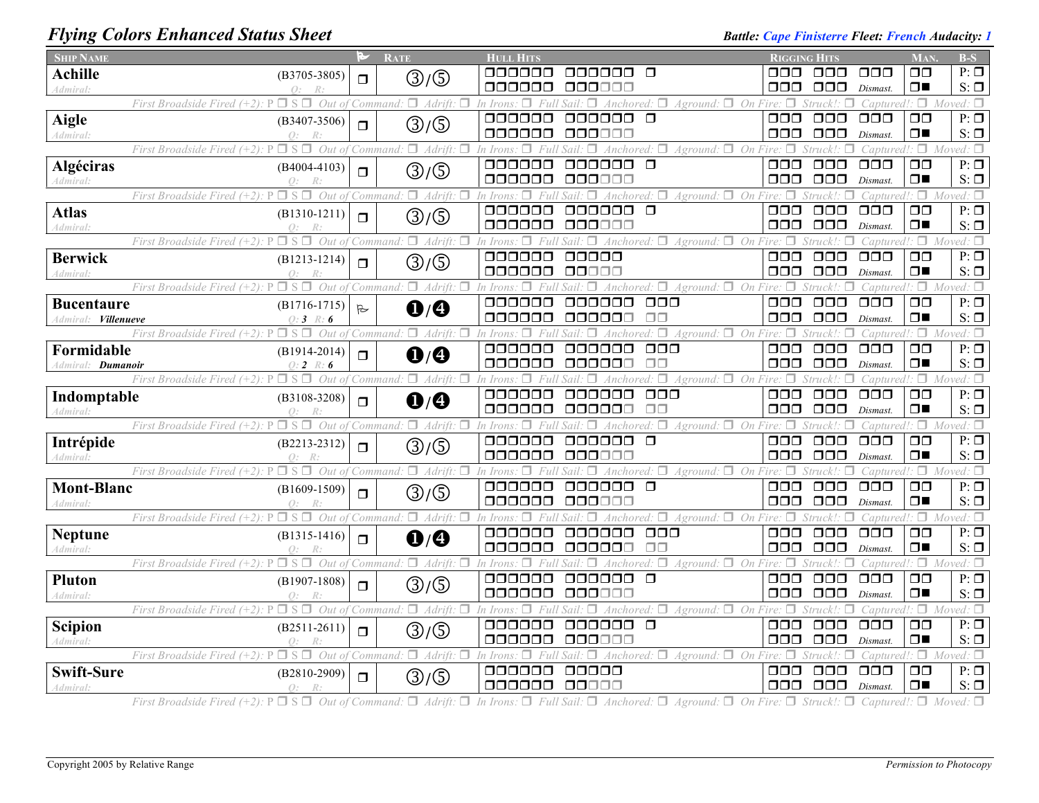## Flying Colors Enhanced Status Sheet

**Battle:** *Cape Finisterre* **Fleet:** *French* **Audacity:** *1*

| Ship Name | | Flag | Rate | Hull Hits | Rigging Hits | Man. | B-S |
|---|---|---|---|---|---|---|---|
| **Achille** *Admiral:* | (B3705-3805) *Q: R:* | ❒ | ③/⑤ | ❒❒❒❒❒❒ ❒❒❒❒❒❒ ❒ / ❒❒❒❒❒❒ ❒❒❒❒❒❒ | ❒❒❒ ❒❒❒ ❒❒❒ / ❒❒❒ ❒❒❒ *Dismast.* | ❒❒ / ❒■ | P: ❒ S: ❒ |
| *First Broadside Fired (+2): P ❒ S ❒ Out of Command: ❒ Adrift: ❒ In Irons: ❒ Full Sail: ❒ Anchored: ❒ Aground: ❒ On Fire: ❒ Struck!: ❒ Captured!: ❒ Moved: ❒* | | | | | | | |
| **Aigle** *Admiral:* | (B3407-3506) *Q: R:* | ❒ | ③/⑤ | ❒❒❒❒❒❒ ❒❒❒❒❒❒ ❒ / ❒❒❒❒❒❒ ❒❒❒❒❒❒ | ❒❒❒ ❒❒❒ ❒❒❒ / ❒❒❒ ❒❒❒ *Dismast.* | ❒❒ / ❒■ | P: ❒ S: ❒ |
| *First Broadside Fired (+2): P ❒ S ❒ Out of Command: ❒ Adrift: ❒ In Irons: ❒ Full Sail: ❒ Anchored: ❒ Aground: ❒ On Fire: ❒ Struck!: ❒ Captured!: ❒ Moved: ❒* | | | | | | | |
| **Algéciras** *Admiral:* | (B4004-4103) *Q: R:* | ❒ | ③/⑤ | ❒❒❒❒❒❒ ❒❒❒❒❒❒ ❒ / ❒❒❒❒❒❒ ❒❒❒❒❒❒ | ❒❒❒ ❒❒❒ ❒❒❒ / ❒❒❒ ❒❒❒ *Dismast.* | ❒❒ / ❒■ | P: ❒ S: ❒ |
| *First Broadside Fired (+2): P ❒ S ❒ Out of Command: ❒ Adrift: ❒ In Irons: ❒ Full Sail: ❒ Anchored: ❒ Aground: ❒ On Fire: ❒ Struck!: ❒ Captured!: ❒ Moved: ❒* | | | | | | | |
| **Atlas** *Admiral:* | (B1310-1211) *Q: R:* | ❒ | ③/⑤ | ❒❒❒❒❒❒ ❒❒❒❒❒❒ ❒ / ❒❒❒❒❒❒ ❒❒❒❒❒❒ | ❒❒❒ ❒❒❒ ❒❒❒ / ❒❒❒ ❒❒❒ *Dismast.* | ❒❒ / ❒■ | P: ❒ S: ❒ |
| *First Broadside Fired (+2): P ❒ S ❒ Out of Command: ❒ Adrift: ❒ In Irons: ❒ Full Sail: ❒ Anchored: ❒ Aground: ❒ On Fire: ❒ Struck!: ❒ Captured!: ❒ Moved: ❒* | | | | | | | |
| **Berwick** *Admiral:* | (B1213-1214) *Q: R:* | ❒ | ③/⑤ | ❒❒❒❒❒❒ ❒❒❒❒❒ / ❒❒❒❒❒❒ ❒❒❒❒❒ | ❒❒❒ ❒❒❒ ❒❒❒ / ❒❒❒ ❒❒❒ *Dismast.* | ❒❒ / ❒■ | P: ❒ S: ❒ |
| *First Broadside Fired (+2): P ❒ S ❒ Out of Command: ❒ Adrift: ❒ In Irons: ❒ Full Sail: ❒ Anchored: ❒ Aground: ❒ On Fire: ❒ Struck!: ❒ Captured!: ❒ Moved: ❒* | | | | | | | |
| **Bucentaure** *Admiral: **Villenueve*** | (B1716-1715) *Q: **3** R: **6*** | ⚐ | ❶/❹ | ❒❒❒❒❒❒ ❒❒❒❒❒❒ ❒❒❒ / ❒❒❒❒❒❒ ❒❒❒❒❒❒ ❒❒ | ❒❒❒ ❒❒❒ ❒❒❒ / ❒❒❒ ❒❒❒ *Dismast.* | ❒❒ / ❒■ | P: ❒ S: ❒ |
| *First Broadside Fired (+2): P ❒ S ❒ Out of Command: ❒ Adrift: ❒ In Irons: ❒ Full Sail: ❒ Anchored: ❒ Aground: ❒ On Fire: ❒ Struck!: ❒ Captured!: ❒ Moved: ❒* | | | | | | | |
| **Formidable** *Admiral: **Dumanoir*** | (B1914-2014) *Q: **2** R: **6*** | ❒ | ❶/❹ | ❒❒❒❒❒❒ ❒❒❒❒❒❒ ❒❒❒ / ❒❒❒❒❒❒ ❒❒❒❒❒❒ ❒❒ | ❒❒❒ ❒❒❒ ❒❒❒ / ❒❒❒ ❒❒❒ *Dismast.* | ❒❒ / ❒■ | P: ❒ S: ❒ |
| *First Broadside Fired (+2): P ❒ S ❒ Out of Command: ❒ Adrift: ❒ In Irons: ❒ Full Sail: ❒ Anchored: ❒ Aground: ❒ On Fire: ❒ Struck!: ❒ Captured!: ❒ Moved: ❒* | | | | | | | |
| **Indomptable** *Admiral:* | (B3108-3208) *Q: R:* | ❒ | ❶/❹ | ❒❒❒❒❒❒ ❒❒❒❒❒❒ ❒❒❒ / ❒❒❒❒❒❒ ❒❒❒❒❒❒ ❒❒ | ❒❒❒ ❒❒❒ ❒❒❒ / ❒❒❒ ❒❒❒ *Dismast.* | ❒❒ / ❒■ | P: ❒ S: ❒ |
| *First Broadside Fired (+2): P ❒ S ❒ Out of Command: ❒ Adrift: ❒ In Irons: ❒ Full Sail: ❒ Anchored: ❒ Aground: ❒ On Fire: ❒ Struck!: ❒ Captured!: ❒ Moved: ❒* | | | | | | | |
| **Intrépide** *Admiral:* | (B2213-2312) *Q: R:* | ❒ | ③/⑤ | ❒❒❒❒❒❒ ❒❒❒❒❒❒ ❒ / ❒❒❒❒❒❒ ❒❒❒❒❒❒ | ❒❒❒ ❒❒❒ ❒❒❒ / ❒❒❒ ❒❒❒ *Dismast.* | ❒❒ / ❒■ | P: ❒ S: ❒ |
| *First Broadside Fired (+2): P ❒ S ❒ Out of Command: ❒ Adrift: ❒ In Irons: ❒ Full Sail: ❒ Anchored: ❒ Aground: ❒ On Fire: ❒ Struck!: ❒ Captured!: ❒ Moved: ❒* | | | | | | | |
| **Mont-Blanc** *Admiral:* | (B1609-1509) *Q: R:* | ❒ | ③/⑤ | ❒❒❒❒❒❒ ❒❒❒❒❒❒ ❒ / ❒❒❒❒❒❒ ❒❒❒❒❒❒ | ❒❒❒ ❒❒❒ ❒❒❒ / ❒❒❒ ❒❒❒ *Dismast.* | ❒❒ / ❒■ | P: ❒ S: ❒ |
| *First Broadside Fired (+2): P ❒ S ❒ Out of Command: ❒ Adrift: ❒ In Irons: ❒ Full Sail: ❒ Anchored: ❒ Aground: ❒ On Fire: ❒ Struck!: ❒ Captured!: ❒ Moved: ❒* | | | | | | | |
| **Neptune** *Admiral:* | (B1315-1416) *Q: R:* | ❒ | ❶/❹ | ❒❒❒❒❒❒ ❒❒❒❒❒❒ ❒❒❒ / ❒❒❒❒❒❒ ❒❒❒❒❒❒ ❒❒ | ❒❒❒ ❒❒❒ ❒❒❒ / ❒❒❒ ❒❒❒ *Dismast.* | ❒❒ / ❒■ | P: ❒ S: ❒ |
| *First Broadside Fired (+2): P ❒ S ❒ Out of Command: ❒ Adrift: ❒ In Irons: ❒ Full Sail: ❒ Anchored: ❒ Aground: ❒ On Fire: ❒ Struck!: ❒ Captured!: ❒ Moved: ❒* | | | | | | | |
| **Pluton** *Admiral:* | (B1907-1808) *Q: R:* | ❒ | ③/⑤ | ❒❒❒❒❒❒ ❒❒❒❒❒❒ ❒ / ❒❒❒❒❒❒ ❒❒❒❒❒❒ | ❒❒❒ ❒❒❒ ❒❒❒ / ❒❒❒ ❒❒❒ *Dismast.* | ❒❒ / ❒■ | P: ❒ S: ❒ |
| *First Broadside Fired (+2): P ❒ S ❒ Out of Command: ❒ Adrift: ❒ In Irons: ❒ Full Sail: ❒ Anchored: ❒ Aground: ❒ On Fire: ❒ Struck!: ❒ Captured!: ❒ Moved: ❒* | | | | | | | |
| **Scipion** *Admiral:* | (B2511-2611) *Q: R:* | ❒ | ③/⑤ | ❒❒❒❒❒❒ ❒❒❒❒❒❒ ❒ / ❒❒❒❒❒❒ ❒❒❒❒❒❒ | ❒❒❒ ❒❒❒ ❒❒❒ / ❒❒❒ ❒❒❒ *Dismast.* | ❒❒ / ❒■ | P: ❒ S: ❒ |
| *First Broadside Fired (+2): P ❒ S ❒ Out of Command: ❒ Adrift: ❒ In Irons: ❒ Full Sail: ❒ Anchored: ❒ Aground: ❒ On Fire: ❒ Struck!: ❒ Captured!: ❒ Moved: ❒* | | | | | | | |
| **Swift-Sure** *Admiral:* | (B2810-2909) *Q: R:* | ❒ | ③/⑤ | ❒❒❒❒❒❒ ❒❒❒❒❒ / ❒❒❒❒❒❒ ❒❒❒❒❒ | ❒❒❒ ❒❒❒ ❒❒❒ / ❒❒❒ ❒❒❒ *Dismast.* | ❒❒ / ❒■ | P: ❒ S: ❒ |
| *First Broadside Fired (+2): P ❒ S ❒ Out of Command: ❒ Adrift: ❒ In Irons: ❒ Full Sail: ❒ Anchored: ❒ Aground: ❒ On Fire: ❒ Struck!: ❒ Captured!: ❒ Moved: ❒* | | | | | | | |

Copyright 2005 by Relative Range — *Permission to Photocopy*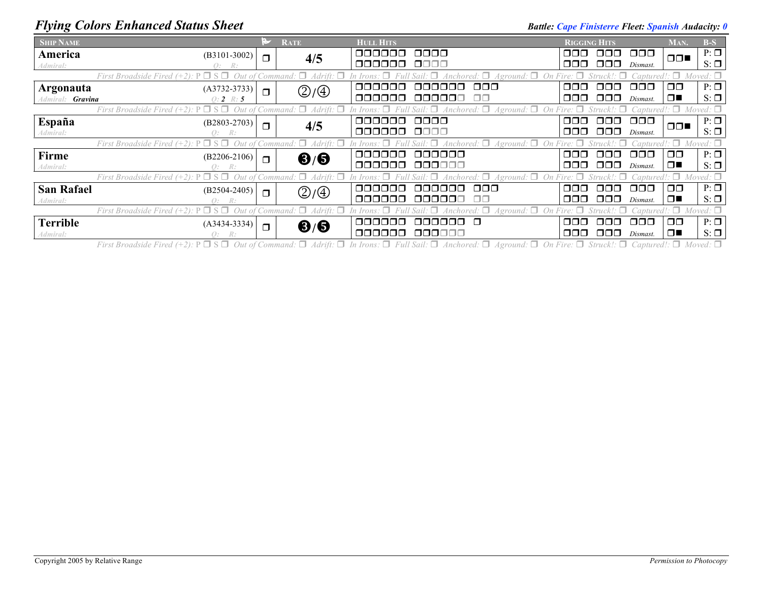## Flying Colors Enhanced Status Sheet

***Battle:*** ***Cape Finisterre*** ***Fleet:*** ***Spanish*** ***Audacity:*** ***0***

| Ship Name | | ⚑ | Rate | Hull Hits | Rigging Hits | Man. | B-S |
|---|---|---|---|---|---|---|---|
| **America** *Admiral:* | (B3101-3002) *Q: R:* | ❒ | **4/5** | ❒❒❒❒❒❒ ❒❒❒❒ / ❒❒❒❒❒❒ ❒❒❒❒ | ❒❒❒ ❒❒❒ ❒❒❒ / ❒❒❒ ❒❒❒ *Dismast.* | ❒❒■ | P: ❒ S: ❒ |
| *First Broadside Fired (+2):* P ❒ S ❒ *Out of Command:* ❒ *Adrift:* ❒ *In Irons:* ❒ *Full Sail:* ❒ *Anchored:* ❒ *Aground:* ❒ *On Fire:* ❒ *Struck!:* ❒ *Captured!:* ❒ *Moved:* ❒ | | | | | | | |
| **Argonauta** *Admiral:* ***Gravina*** | (A3732-3733) *Q:* ***2*** *R:* ***5*** | ❒ | ②/④ | ❒❒❒❒❒❒ ❒❒❒❒❒❒ ❒❒❒ / ❒❒❒❒❒❒ ❒❒❒❒❒❒ ❒❒ | ❒❒❒ ❒❒❒ ❒❒❒ / ❒❒❒ ❒❒❒ *Dismast.* | ❒❒ / ❒■ | P: ❒ S: ❒ |
| *First Broadside Fired (+2):* P ❒ S ❒ *Out of Command:* ❒ *Adrift:* ❒ *In Irons:* ❒ *Full Sail:* ❒ *Anchored:* ❒ *Aground:* ❒ *On Fire:* ❒ *Struck!:* ❒ *Captured!:* ❒ *Moved:* ❒ | | | | | | | |
| **España** *Admiral:* | (B2803-2703) *Q: R:* | ❒ | **4/5** | ❒❒❒❒❒❒ ❒❒❒❒ / ❒❒❒❒❒❒ ❒❒❒❒ | ❒❒❒ ❒❒❒ ❒❒❒ / ❒❒❒ ❒❒❒ *Dismast.* | ❒❒■ | P: ❒ S: ❒ |
| *First Broadside Fired (+2):* P ❒ S ❒ *Out of Command:* ❒ *Adrift:* ❒ *In Irons:* ❒ *Full Sail:* ❒ *Anchored:* ❒ *Aground:* ❒ *On Fire:* ❒ *Struck!:* ❒ *Captured!:* ❒ *Moved:* ❒ | | | | | | | |
| **Firme** *Admiral:* | (B2206-2106) *Q: R:* | ❒ | ❸/❺ | ❒❒❒❒❒❒ ❒❒❒❒❒❒ / ❒❒❒❒❒❒ ❒❒❒❒❒❒ | ❒❒❒ ❒❒❒ ❒❒❒ / ❒❒❒ ❒❒❒ *Dismast.* | ❒❒ / ❒■ | P: ❒ S: ❒ |
| *First Broadside Fired (+2):* P ❒ S ❒ *Out of Command:* ❒ *Adrift:* ❒ *In Irons:* ❒ *Full Sail:* ❒ *Anchored:* ❒ *Aground:* ❒ *On Fire:* ❒ *Struck!:* ❒ *Captured!:* ❒ *Moved:* ❒ | | | | | | | |
| **San Rafael** *Admiral:* | (B2504-2405) *Q: R:* | ❒ | ②/④ | ❒❒❒❒❒❒ ❒❒❒❒❒❒ ❒❒❒ / ❒❒❒❒❒❒ ❒❒❒❒❒❒ ❒❒ | ❒❒❒ ❒❒❒ ❒❒❒ / ❒❒❒ ❒❒❒ *Dismast.* | ❒❒ / ❒■ | P: ❒ S: ❒ |
| *First Broadside Fired (+2):* P ❒ S ❒ *Out of Command:* ❒ *Adrift:* ❒ *In Irons:* ❒ *Full Sail:* ❒ *Anchored:* ❒ *Aground:* ❒ *On Fire:* ❒ *Struck!:* ❒ *Captured!:* ❒ *Moved:* ❒ | | | | | | | |
| **Terrible** *Admiral:* | (A3434-3334) *Q: R:* | ❒ | ❸/❺ | ❒❒❒❒❒❒ ❒❒❒❒❒❒ ❒ / ❒❒❒❒❒❒ ❒❒❒❒❒❒ | ❒❒❒ ❒❒❒ ❒❒❒ / ❒❒❒ ❒❒❒ *Dismast.* | ❒❒ / ❒■ | P: ❒ S: ❒ |
| *First Broadside Fired (+2):* P ❒ S ❒ *Out of Command:* ❒ *Adrift:* ❒ *In Irons:* ❒ *Full Sail:* ❒ *Anchored:* ❒ *Aground:* ❒ *On Fire:* ❒ *Struck!:* ❒ *Captured!:* ❒ *Moved:* ❒ | | | | | | | |

Copyright 2005 by Relative Range

*Permission to Photocopy*